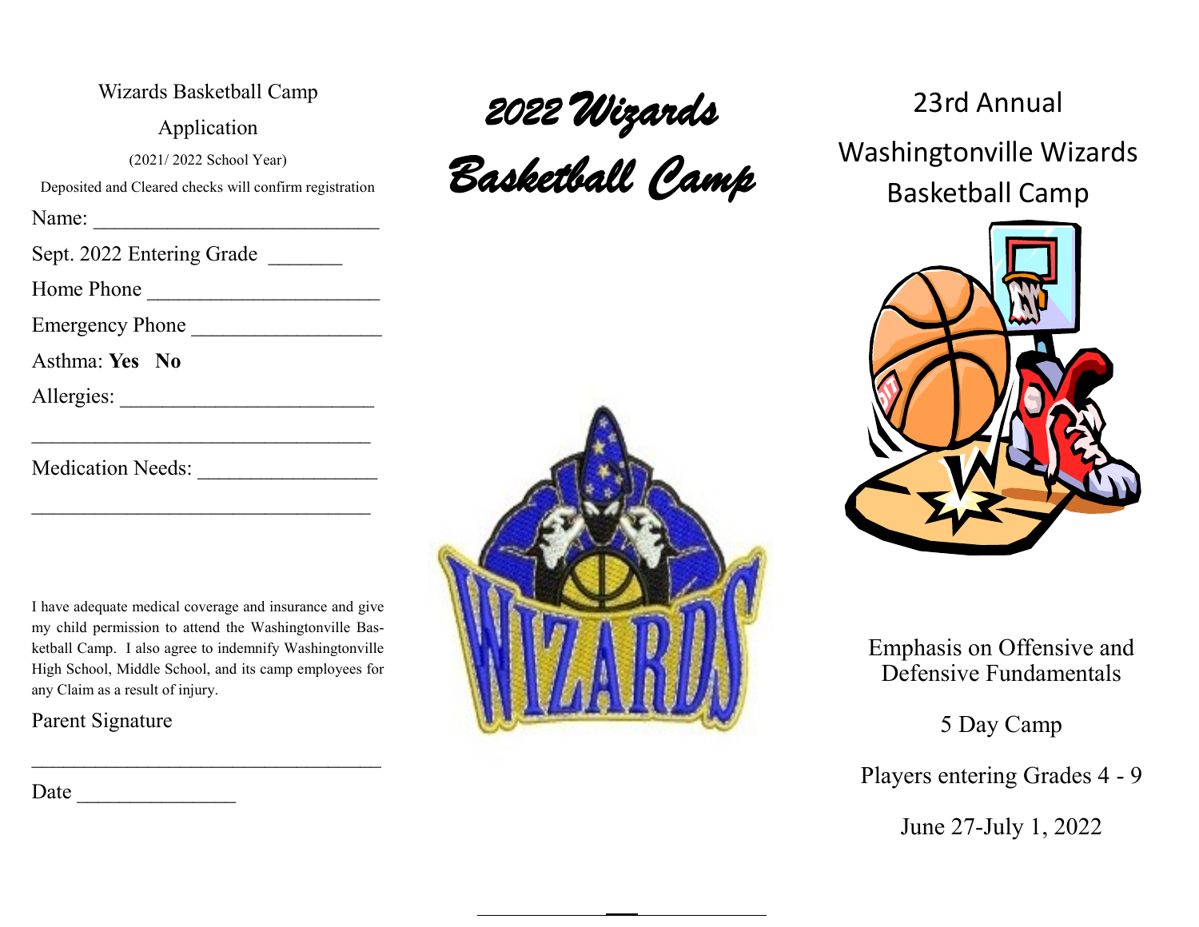Wizards Basketball Camp

Application

(2021/ 2022 School Year)

Deposited and Cleared checks will confirm registration

Name: ___________________________

Sept. 2022 Entering Grade _______

Home Phone ______________________

Emergency Phone __________________

Asthma: **Yes** **No**

Allergies: ________________________

_________________________________

Medication Needs: _________________

_________________________________

I have adequate medical coverage and insurance and give my child permission to attend the Washingtonville Basketball Camp. I also agree to indemnify Washingtonville High School, Middle School, and its camp employees for any Claim as a result of injury.

Parent Signature

_________________________________

Date _______________

# *2022 Wizards Basketball Camp*

# 23rd Annual Washingtonville Wizards Basketball Camp

Emphasis on Offensive and Defensive Fundamentals

5 Day Camp

Players entering Grades 4 - 9

June 27-July 1, 2022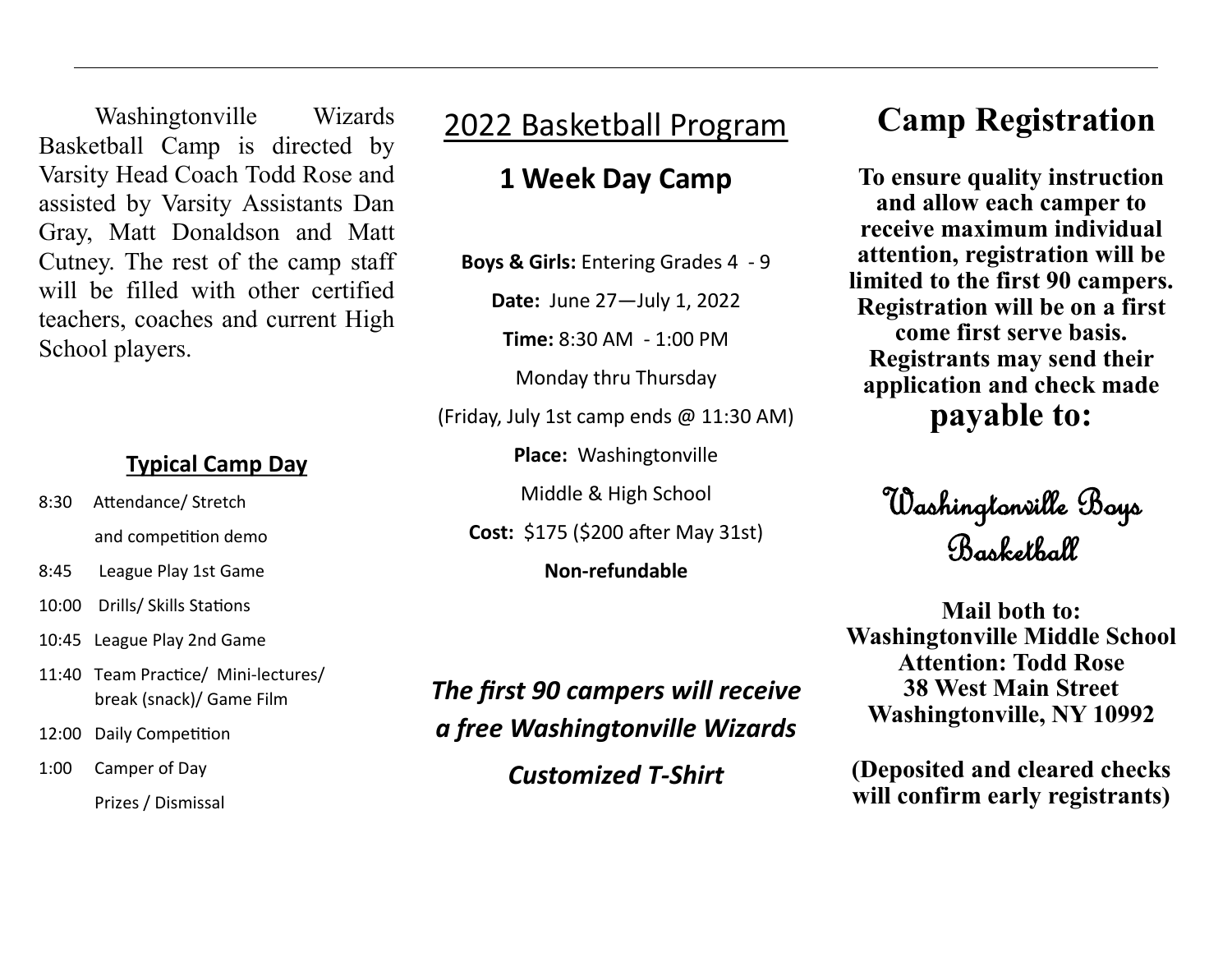Washingtonville Wizards Basketball Camp is directed by Varsity Head Coach Todd Rose and assisted by Varsity Assistants Dan Gray, Matt Donaldson and Matt Cutney. The rest of the camp staff will be filled with other certified teachers, coaches and current High School players.

### Typical Camp Day

8:30 Attendance/ Stretch and competition demo

8:45 League Play 1st Game

10:00 Drills/ Skills Stations

10:45 League Play 2nd Game

11:40 Team Practice/ Mini-lectures/ break (snack)/ Game Film

12:00 Daily Competition

1:00 Camper of Day Prizes / Dismissal

## 2022 Basketball Program

### 1 Week Day Camp

**Boys & Girls:** Entering Grades 4 - 9

**Date:** June 27—July 1, 2022

**Time:** 8:30 AM - 1:00 PM

Monday thru Thursday

(Friday, July 1st camp ends @ 11:30 AM)

**Place:** Washingtonville Middle & High School

**Cost:** $175 ($200 after May 31st)

**Non-refundable**

***The first 90 campers will receive a free Washingtonville Wizards Customized T-Shirt***

# Camp Registration

**To ensure quality instruction and allow each camper to receive maximum individual attention, registration will be limited to the first 90 campers. Registration will be on a first come first serve basis. Registrants may send their application and check made payable to:**

Washingtonville Boys Basketball

**Mail both to:**
**Washingtonville Middle School**
**Attention: Todd Rose**
**38 West Main Street**
**Washingtonville, NY 10992**

**(Deposited and cleared checks will confirm early registrants)**